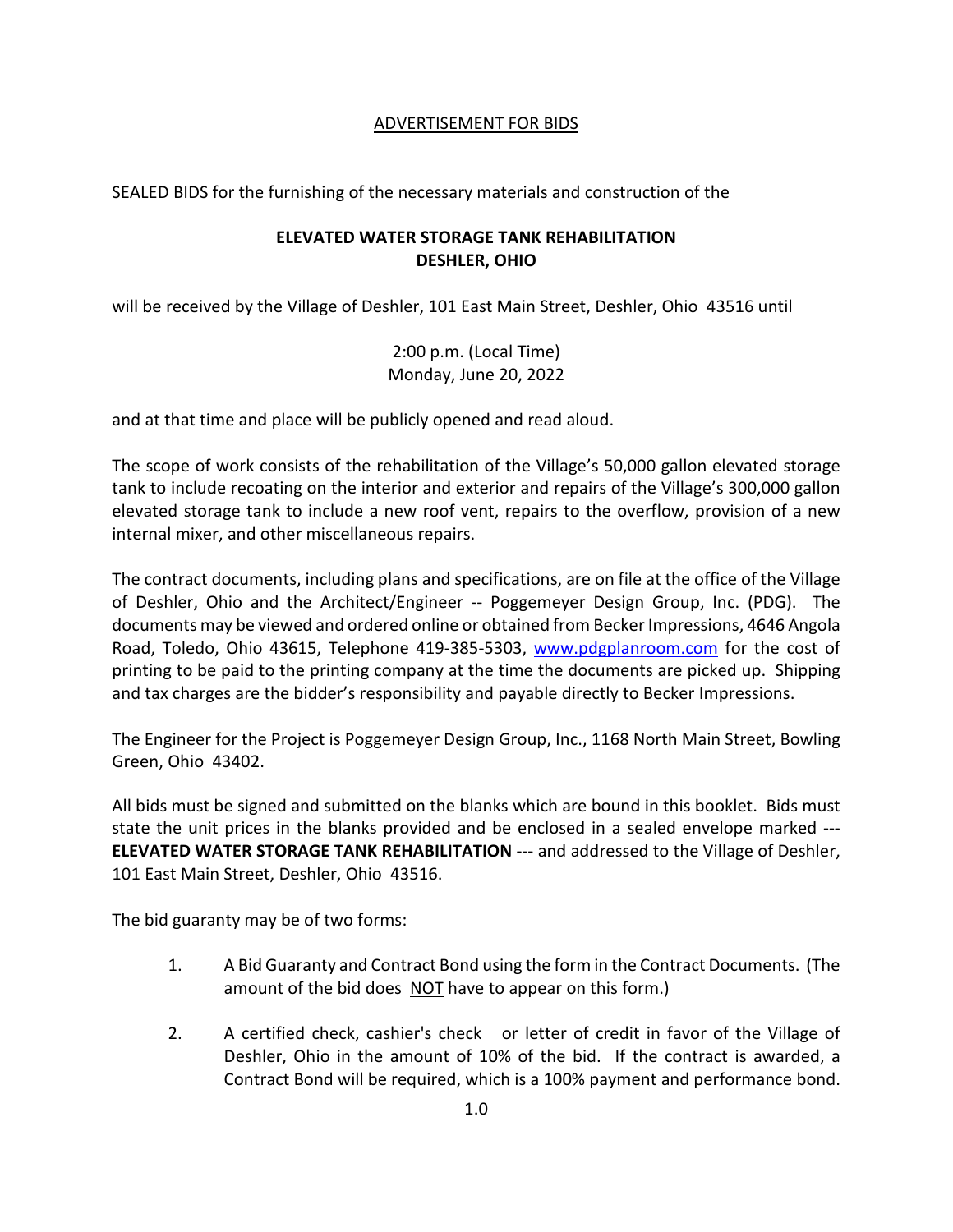# ADVERTISEMENT FOR BIDS

SEALED BIDS for the furnishing of the necessary materials and construction of the

**ELEVATED WATER STORAGE TANK REHABILITATION**
**DESHLER, OHIO**

will be received by the Village of Deshler, 101 East Main Street, Deshler, Ohio 43516 until

2:00 p.m. (Local Time)
Monday, June 20, 2022

and at that time and place will be publicly opened and read aloud.

The scope of work consists of the rehabilitation of the Village's 50,000 gallon elevated storage tank to include recoating on the interior and exterior and repairs of the Village's 300,000 gallon elevated storage tank to include a new roof vent, repairs to the overflow, provision of a new internal mixer, and other miscellaneous repairs.

The contract documents, including plans and specifications, are on file at the office of the Village of Deshler, Ohio and the Architect/Engineer -- Poggemeyer Design Group, Inc. (PDG). The documents may be viewed and ordered online or obtained from Becker Impressions, 4646 Angola Road, Toledo, Ohio 43615, Telephone 419-385-5303, www.pdgplanroom.com for the cost of printing to be paid to the printing company at the time the documents are picked up. Shipping and tax charges are the bidder's responsibility and payable directly to Becker Impressions.

The Engineer for the Project is Poggemeyer Design Group, Inc., 1168 North Main Street, Bowling Green, Ohio 43402.

All bids must be signed and submitted on the blanks which are bound in this booklet. Bids must state the unit prices in the blanks provided and be enclosed in a sealed envelope marked --- **ELEVATED WATER STORAGE TANK REHABILITATION** --- and addressed to the Village of Deshler, 101 East Main Street, Deshler, Ohio 43516.

The bid guaranty may be of two forms:

1. A Bid Guaranty and Contract Bond using the form in the Contract Documents. (The amount of the bid does NOT have to appear on this form.)

2. A certified check, cashier's check or letter of credit in favor of the Village of Deshler, Ohio in the amount of 10% of the bid. If the contract is awarded, a Contract Bond will be required, which is a 100% payment and performance bond.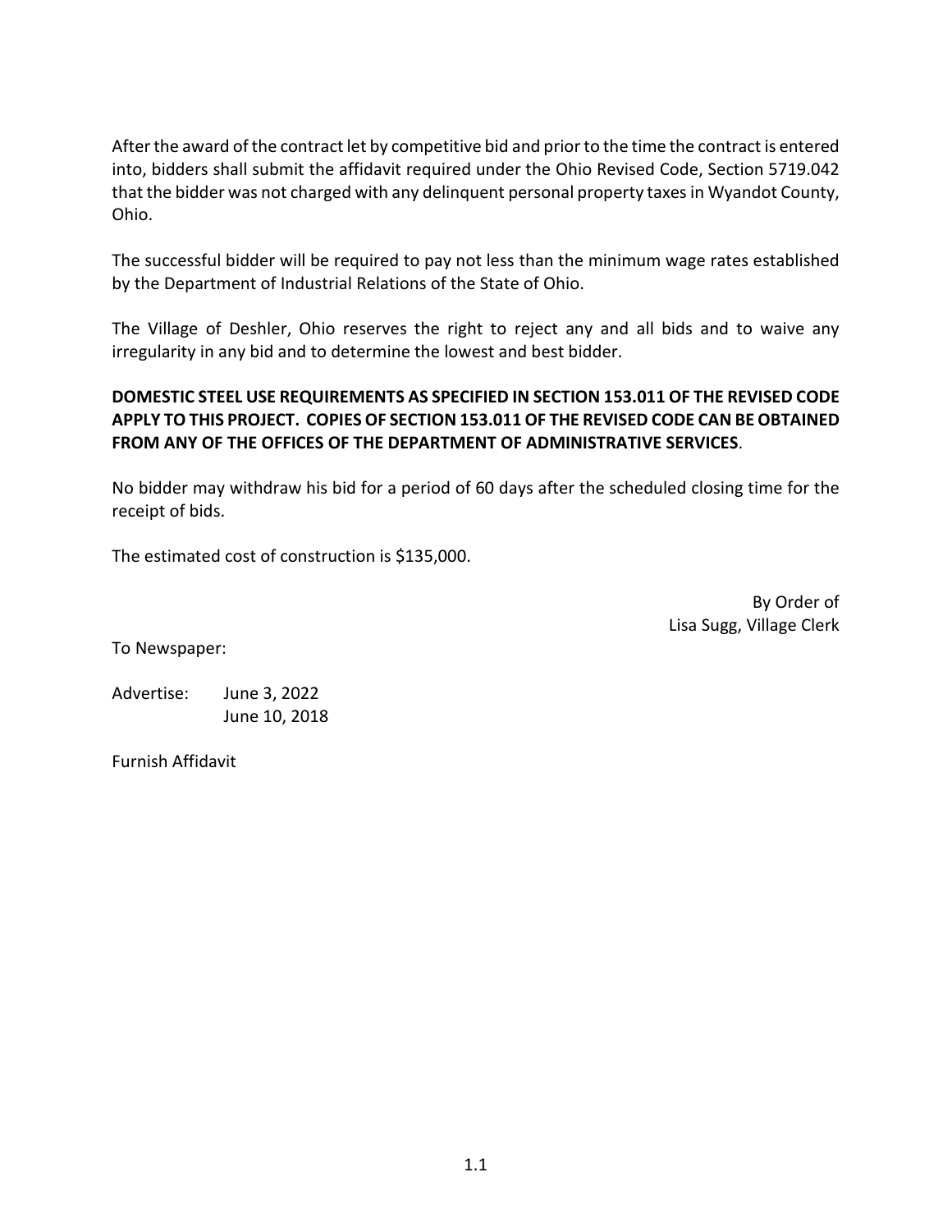After the award of the contract let by competitive bid and prior to the time the contract is entered into, bidders shall submit the affidavit required under the Ohio Revised Code, Section 5719.042 that the bidder was not charged with any delinquent personal property taxes in Wyandot County, Ohio.

The successful bidder will be required to pay not less than the minimum wage rates established by the Department of Industrial Relations of the State of Ohio.

The Village of Deshler, Ohio reserves the right to reject any and all bids and to waive any irregularity in any bid and to determine the lowest and best bidder.

**DOMESTIC STEEL USE REQUIREMENTS AS SPECIFIED IN SECTION 153.011 OF THE REVISED CODE APPLY TO THIS PROJECT. COPIES OF SECTION 153.011 OF THE REVISED CODE CAN BE OBTAINED FROM ANY OF THE OFFICES OF THE DEPARTMENT OF ADMINISTRATIVE SERVICES**.

No bidder may withdraw his bid for a period of 60 days after the scheduled closing time for the receipt of bids.

The estimated cost of construction is $135,000.

By Order of
Lisa Sugg, Village Clerk

To Newspaper:

Advertise: June 3, 2022
June 10, 2018

Furnish Affidavit